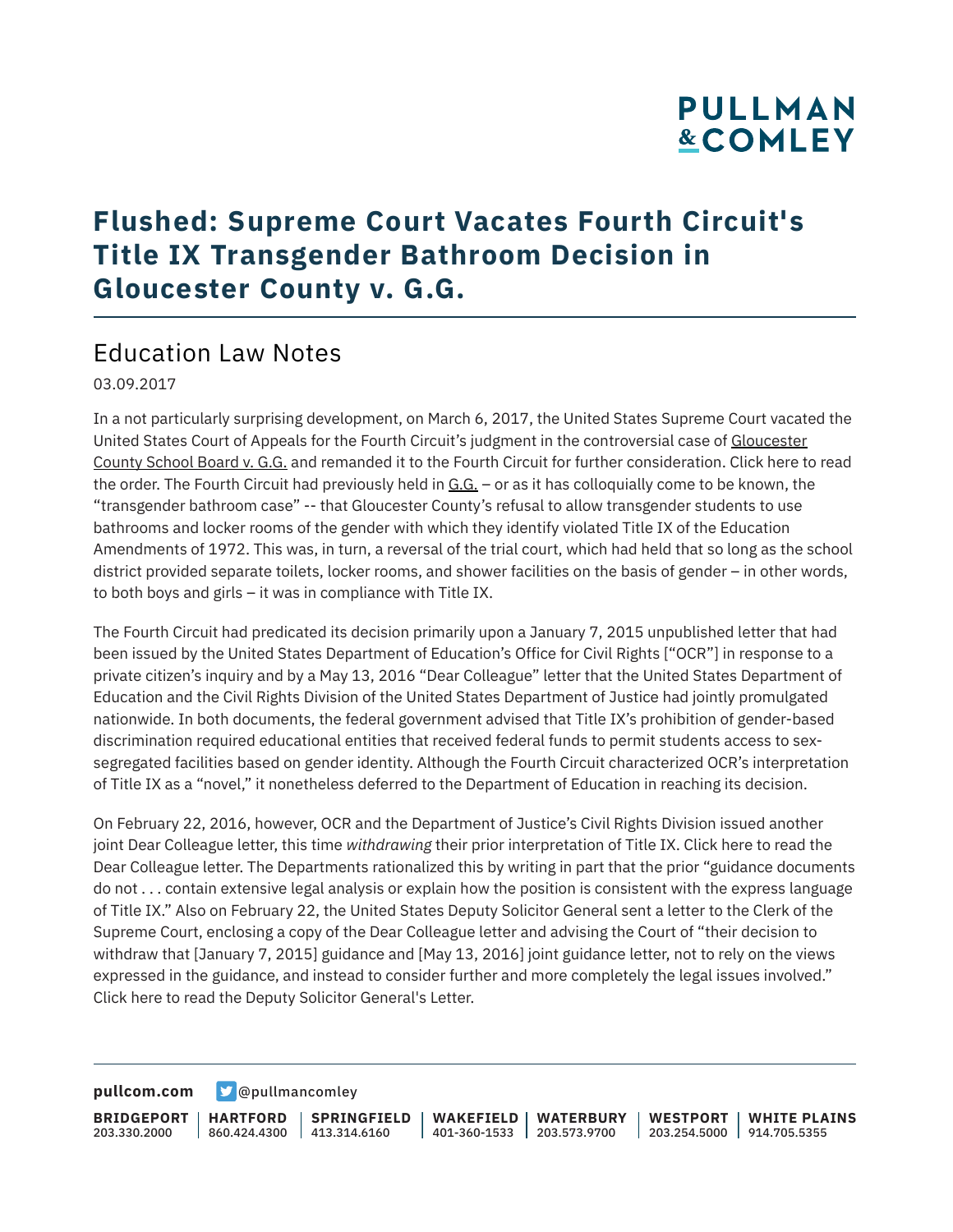# Flushed: Supreme Court Vacates Fourth Circuit's Title IX Transgender Bathroom Decision in Gloucester County v. G.G.

## Education Law Notes

03.09.2017

In a not particularly surprising development, on March 6, 2017, the United States Supreme Court vacated the United States Court of Appeals for the Fourth Circuit's judgment in the controversial case of Gloucester County School Board v. G.G. and remanded it to the Fourth Circuit for further consideration. Click here to read the order. The Fourth Circuit had previously held in G.G. – or as it has colloquially come to be known, the "transgender bathroom case" -- that Gloucester County's refusal to allow transgender students to use bathrooms and locker rooms of the gender with which they identify violated Title IX of the Education Amendments of 1972. This was, in turn, a reversal of the trial court, which had held that so long as the school district provided separate toilets, locker rooms, and shower facilities on the basis of gender – in other words, to both boys and girls – it was in compliance with Title IX.

The Fourth Circuit had predicated its decision primarily upon a January 7, 2015 unpublished letter that had been issued by the United States Department of Education's Office for Civil Rights ["OCR"] in response to a private citizen's inquiry and by a May 13, 2016 "Dear Colleague" letter that the United States Department of Education and the Civil Rights Division of the United States Department of Justice had jointly promulgated nationwide. In both documents, the federal government advised that Title IX's prohibition of gender-based discrimination required educational entities that received federal funds to permit students access to sex-segregated facilities based on gender identity. Although the Fourth Circuit characterized OCR's interpretation of Title IX as a "novel," it nonetheless deferred to the Department of Education in reaching its decision.

On February 22, 2016, however, OCR and the Department of Justice's Civil Rights Division issued another joint Dear Colleague letter, this time *withdrawing* their prior interpretation of Title IX. Click here to read the Dear Colleague letter. The Departments rationalized this by writing in part that the prior "guidance documents do not . . . contain extensive legal analysis or explain how the position is consistent with the express language of Title IX." Also on February 22, the United States Deputy Solicitor General sent a letter to the Clerk of the Supreme Court, enclosing a copy of the Dear Colleague letter and advising the Court of "their decision to withdraw that [January 7, 2015] guidance and [May 13, 2016] joint guidance letter, not to rely on the views expressed in the guidance, and instead to consider further and more completely the legal issues involved." Click here to read the Deputy Solicitor General's Letter.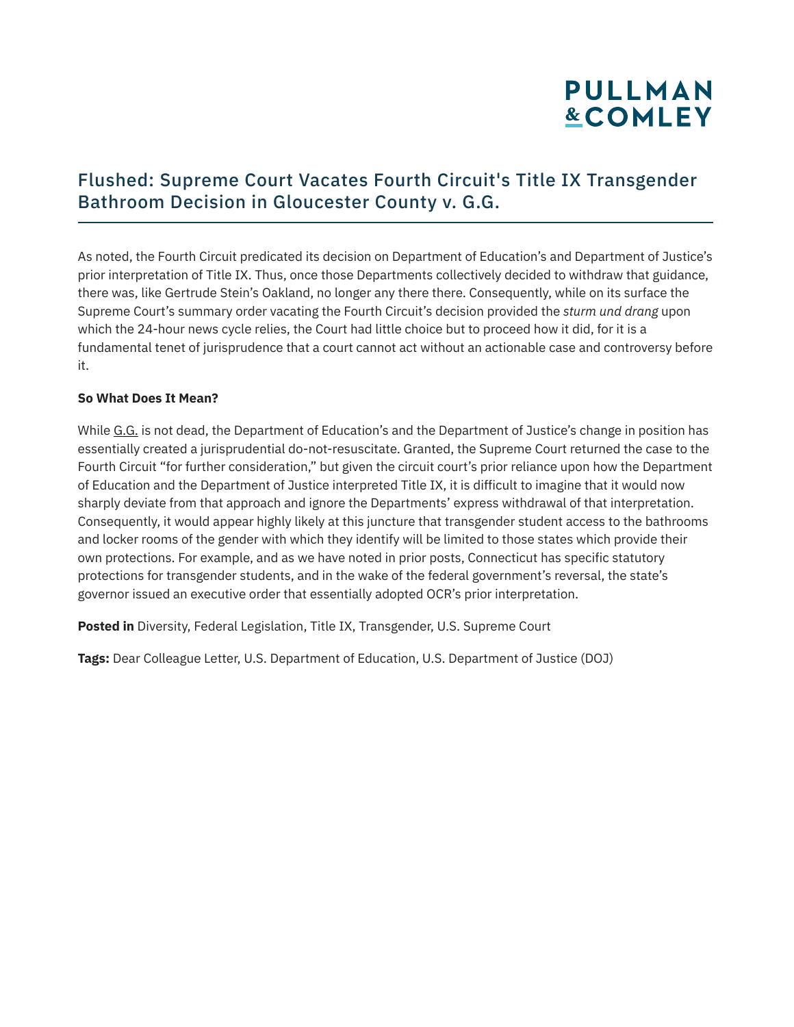# Flushed: Supreme Court Vacates Fourth Circuit's Title IX Transgender Bathroom Decision in Gloucester County v. G.G.

As noted, the Fourth Circuit predicated its decision on Department of Education's and Department of Justice's prior interpretation of Title IX. Thus, once those Departments collectively decided to withdraw that guidance, there was, like Gertrude Stein's Oakland, no longer any there there. Consequently, while on its surface the Supreme Court's summary order vacating the Fourth Circuit's decision provided the *sturm und drang* upon which the 24-hour news cycle relies, the Court had little choice but to proceed how it did, for it is a fundamental tenet of jurisprudence that a court cannot act without an actionable case and controversy before it.

**So What Does It Mean?**

While G.G. is not dead, the Department of Education's and the Department of Justice's change in position has essentially created a jurisprudential do-not-resuscitate. Granted, the Supreme Court returned the case to the Fourth Circuit "for further consideration," but given the circuit court's prior reliance upon how the Department of Education and the Department of Justice interpreted Title IX, it is difficult to imagine that it would now sharply deviate from that approach and ignore the Departments' express withdrawal of that interpretation. Consequently, it would appear highly likely at this juncture that transgender student access to the bathrooms and locker rooms of the gender with which they identify will be limited to those states which provide their own protections. For example, and as we have noted in prior posts, Connecticut has specific statutory protections for transgender students, and in the wake of the federal government's reversal, the state's governor issued an executive order that essentially adopted OCR's prior interpretation.

**Posted in** Diversity, Federal Legislation, Title IX, Transgender, U.S. Supreme Court

**Tags:** Dear Colleague Letter, U.S. Department of Education, U.S. Department of Justice (DOJ)